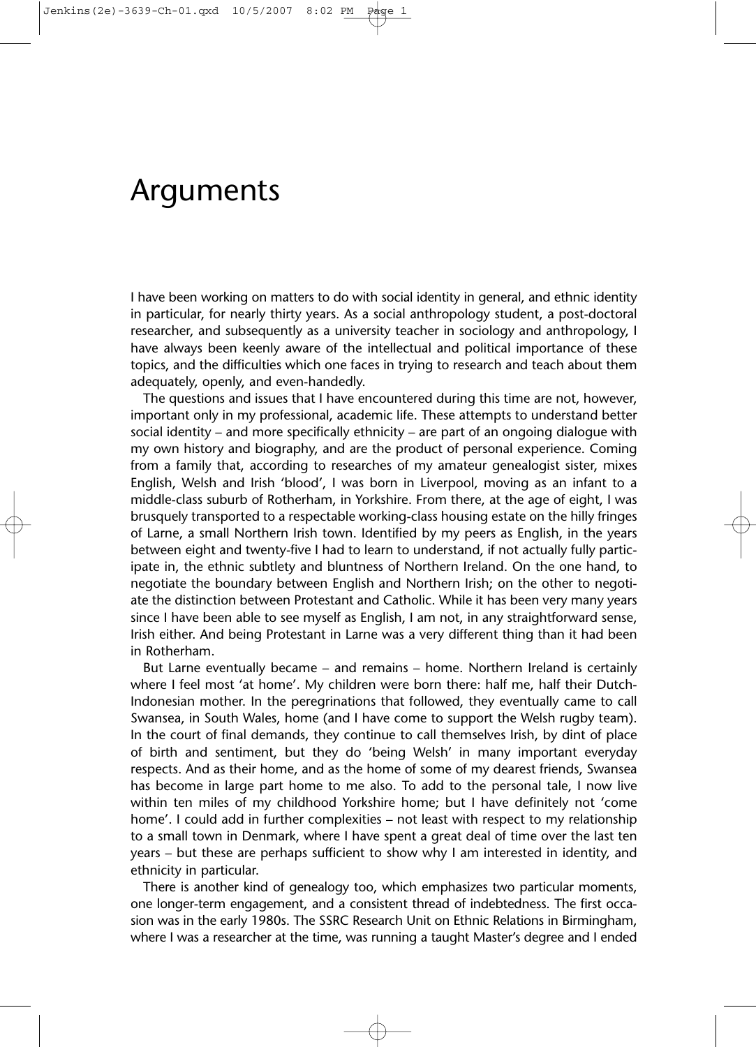# Arguments

I have been working on matters to do with social identity in general, and ethnic identity in particular, for nearly thirty years. As a social anthropology student, a post-doctoral researcher, and subsequently as a university teacher in sociology and anthropology, I have always been keenly aware of the intellectual and political importance of these topics, and the difficulties which one faces in trying to research and teach about them adequately, openly, and even-handedly.

The questions and issues that I have encountered during this time are not, however, important only in my professional, academic life. These attempts to understand better social identity – and more specifically ethnicity – are part of an ongoing dialogue with my own history and biography, and are the product of personal experience. Coming from a family that, according to researches of my amateur genealogist sister, mixes English, Welsh and Irish 'blood', I was born in Liverpool, moving as an infant to a middle-class suburb of Rotherham, in Yorkshire. From there, at the age of eight, I was brusquely transported to a respectable working-class housing estate on the hilly fringes of Larne, a small Northern Irish town. Identified by my peers as English, in the years between eight and twenty-five I had to learn to understand, if not actually fully participate in, the ethnic subtlety and bluntness of Northern Ireland. On the one hand, to negotiate the boundary between English and Northern Irish; on the other to negotiate the distinction between Protestant and Catholic. While it has been very many years since I have been able to see myself as English, I am not, in any straightforward sense, Irish either. And being Protestant in Larne was a very different thing than it had been in Rotherham.

But Larne eventually became – and remains – home. Northern Ireland is certainly where I feel most 'at home'. My children were born there: half me, half their Dutch-Indonesian mother. In the peregrinations that followed, they eventually came to call Swansea, in South Wales, home (and I have come to support the Welsh rugby team). In the court of final demands, they continue to call themselves Irish, by dint of place of birth and sentiment, but they do 'being Welsh' in many important everyday respects. And as their home, and as the home of some of my dearest friends, Swansea has become in large part home to me also. To add to the personal tale, I now live within ten miles of my childhood Yorkshire home; but I have definitely not 'come home'. I could add in further complexities – not least with respect to my relationship to a small town in Denmark, where I have spent a great deal of time over the last ten years – but these are perhaps sufficient to show why I am interested in identity, and ethnicity in particular.

There is another kind of genealogy too, which emphasizes two particular moments, one longer-term engagement, and a consistent thread of indebtedness. The first occasion was in the early 1980s. The SSRC Research Unit on Ethnic Relations in Birmingham, where I was a researcher at the time, was running a taught Master's degree and I ended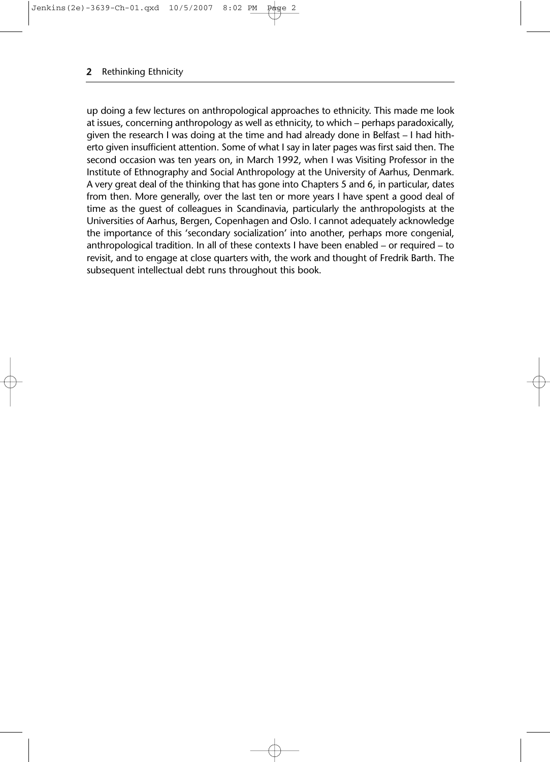up doing a few lectures on anthropological approaches to ethnicity. This made me look at issues, concerning anthropology as well as ethnicity, to which – perhaps paradoxically, given the research I was doing at the time and had already done in Belfast – I had hitherto given insufficient attention. Some of what I say in later pages was first said then. The second occasion was ten years on, in March 1992, when I was Visiting Professor in the Institute of Ethnography and Social Anthropology at the University of Aarhus, Denmark. A very great deal of the thinking that has gone into Chapters 5 and 6, in particular, dates from then. More generally, over the last ten or more years I have spent a good deal of time as the guest of colleagues in Scandinavia, particularly the anthropologists at the Universities of Aarhus, Bergen, Copenhagen and Oslo. I cannot adequately acknowledge the importance of this 'secondary socialization' into another, perhaps more congenial, anthropological tradition. In all of these contexts I have been enabled – or required – to revisit, and to engage at close quarters with, the work and thought of Fredrik Barth. The subsequent intellectual debt runs throughout this book.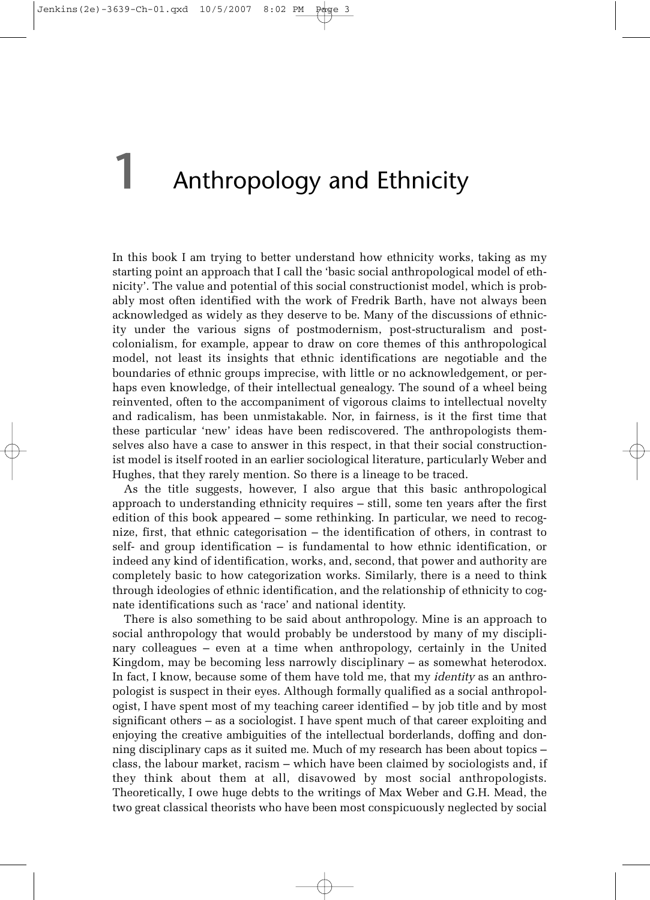# 1 Anthropology and Ethnicity

In this book I am trying to better understand how ethnicity works, taking as my starting point an approach that I call the 'basic social anthropological model of ethnicity'. The value and potential of this social constructionist model, which is probably most often identified with the work of Fredrik Barth, have not always been acknowledged as widely as they deserve to be. Many of the discussions of ethnicity under the various signs of postmodernism, post-structuralism and post-colonialism, for example, appear to draw on core themes of this anthropological model, not least its insights that ethnic identifications are negotiable and the boundaries of ethnic groups imprecise, with little or no acknowledgement, or perhaps even knowledge, of their intellectual genealogy. The sound of a wheel being reinvented, often to the accompaniment of vigorous claims to intellectual novelty and radicalism, has been unmistakable. Nor, in fairness, is it the first time that these particular 'new' ideas have been rediscovered. The anthropologists themselves also have a case to answer in this respect, in that their social constructionist model is itself rooted in an earlier sociological literature, particularly Weber and Hughes, that they rarely mention. So there is a lineage to be traced.

As the title suggests, however, I also argue that this basic anthropological approach to understanding ethnicity requires – still, some ten years after the first edition of this book appeared – some rethinking. In particular, we need to recognize, first, that ethnic categorisation – the identification of others, in contrast to self- and group identification – is fundamental to how ethnic identification, or indeed any kind of identification, works, and, second, that power and authority are completely basic to how categorization works. Similarly, there is a need to think through ideologies of ethnic identification, and the relationship of ethnicity to cognate identifications such as 'race' and national identity.

There is also something to be said about anthropology. Mine is an approach to social anthropology that would probably be understood by many of my disciplinary colleagues – even at a time when anthropology, certainly in the United Kingdom, may be becoming less narrowly disciplinary – as somewhat heterodox. In fact, I know, because some of them have told me, that my *identity* as an anthropologist is suspect in their eyes. Although formally qualified as a social anthropologist, I have spent most of my teaching career identified – by job title and by most significant others – as a sociologist. I have spent much of that career exploiting and enjoying the creative ambiguities of the intellectual borderlands, doffing and donning disciplinary caps as it suited me. Much of my research has been about topics – class, the labour market, racism – which have been claimed by sociologists and, if they think about them at all, disavowed by most social anthropologists. Theoretically, I owe huge debts to the writings of Max Weber and G.H. Mead, the two great classical theorists who have been most conspicuously neglected by social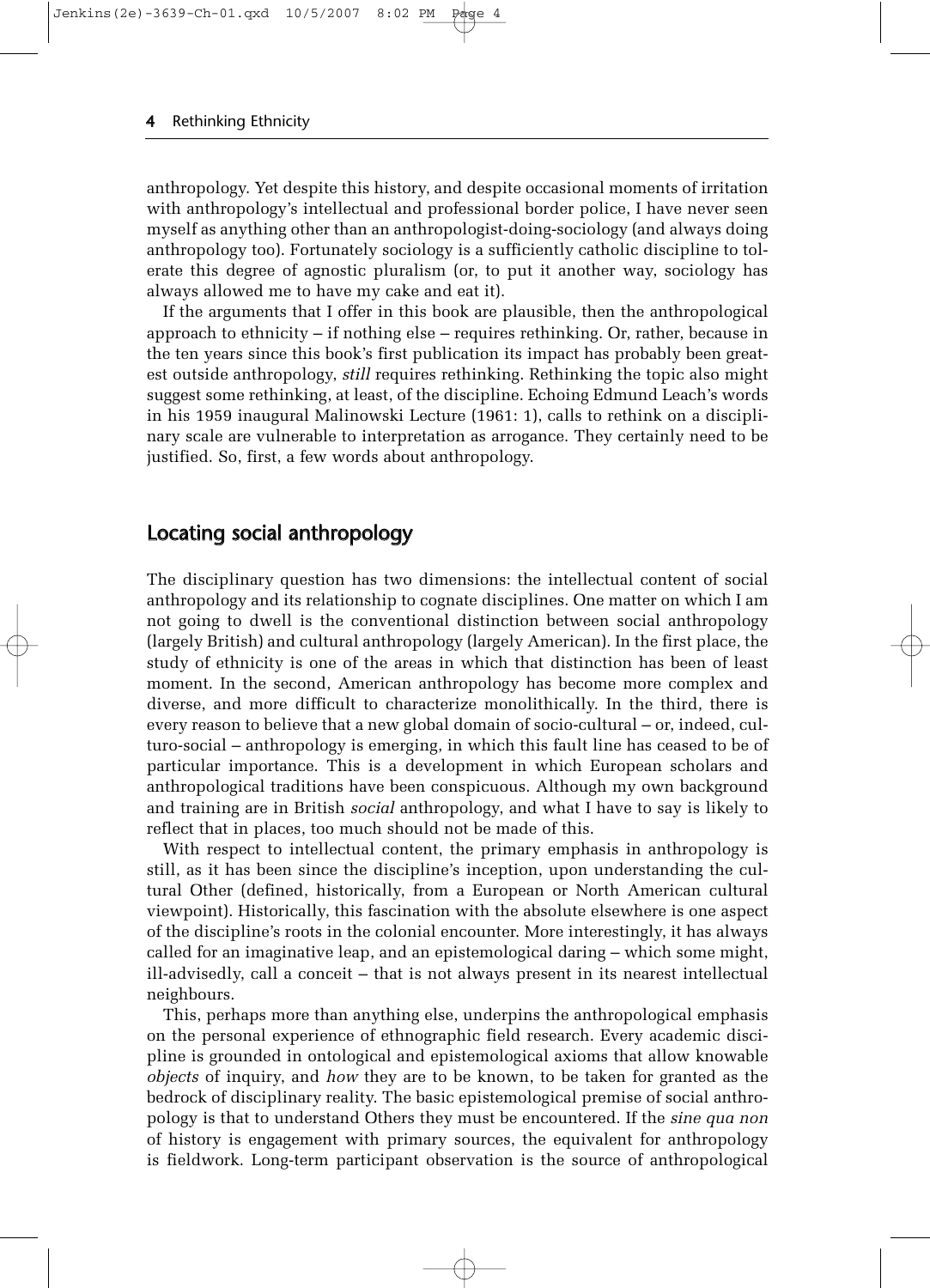anthropology. Yet despite this history, and despite occasional moments of irritation with anthropology's intellectual and professional border police, I have never seen myself as anything other than an anthropologist-doing-sociology (and always doing anthropology too). Fortunately sociology is a sufficiently catholic discipline to tolerate this degree of agnostic pluralism (or, to put it another way, sociology has always allowed me to have my cake and eat it).

If the arguments that I offer in this book are plausible, then the anthropological approach to ethnicity – if nothing else – requires rethinking. Or, rather, because in the ten years since this book's first publication its impact has probably been greatest outside anthropology, *still* requires rethinking. Rethinking the topic also might suggest some rethinking, at least, of the discipline. Echoing Edmund Leach's words in his 1959 inaugural Malinowski Lecture (1961: 1), calls to rethink on a disciplinary scale are vulnerable to interpretation as arrogance. They certainly need to be justified. So, first, a few words about anthropology.

## Locating social anthropology

The disciplinary question has two dimensions: the intellectual content of social anthropology and its relationship to cognate disciplines. One matter on which I am not going to dwell is the conventional distinction between social anthropology (largely British) and cultural anthropology (largely American). In the first place, the study of ethnicity is one of the areas in which that distinction has been of least moment. In the second, American anthropology has become more complex and diverse, and more difficult to characterize monolithically. In the third, there is every reason to believe that a new global domain of socio-cultural – or, indeed, culturo-social – anthropology is emerging, in which this fault line has ceased to be of particular importance. This is a development in which European scholars and anthropological traditions have been conspicuous. Although my own background and training are in British *social* anthropology, and what I have to say is likely to reflect that in places, too much should not be made of this.

With respect to intellectual content, the primary emphasis in anthropology is still, as it has been since the discipline's inception, upon understanding the cultural Other (defined, historically, from a European or North American cultural viewpoint). Historically, this fascination with the absolute elsewhere is one aspect of the discipline's roots in the colonial encounter. More interestingly, it has always called for an imaginative leap, and an epistemological daring – which some might, ill-advisedly, call a conceit – that is not always present in its nearest intellectual neighbours.

This, perhaps more than anything else, underpins the anthropological emphasis on the personal experience of ethnographic field research. Every academic discipline is grounded in ontological and epistemological axioms that allow knowable *objects* of inquiry, and *how* they are to be known, to be taken for granted as the bedrock of disciplinary reality. The basic epistemological premise of social anthropology is that to understand Others they must be encountered. If the *sine qua non* of history is engagement with primary sources, the equivalent for anthropology is fieldwork. Long-term participant observation is the source of anthropological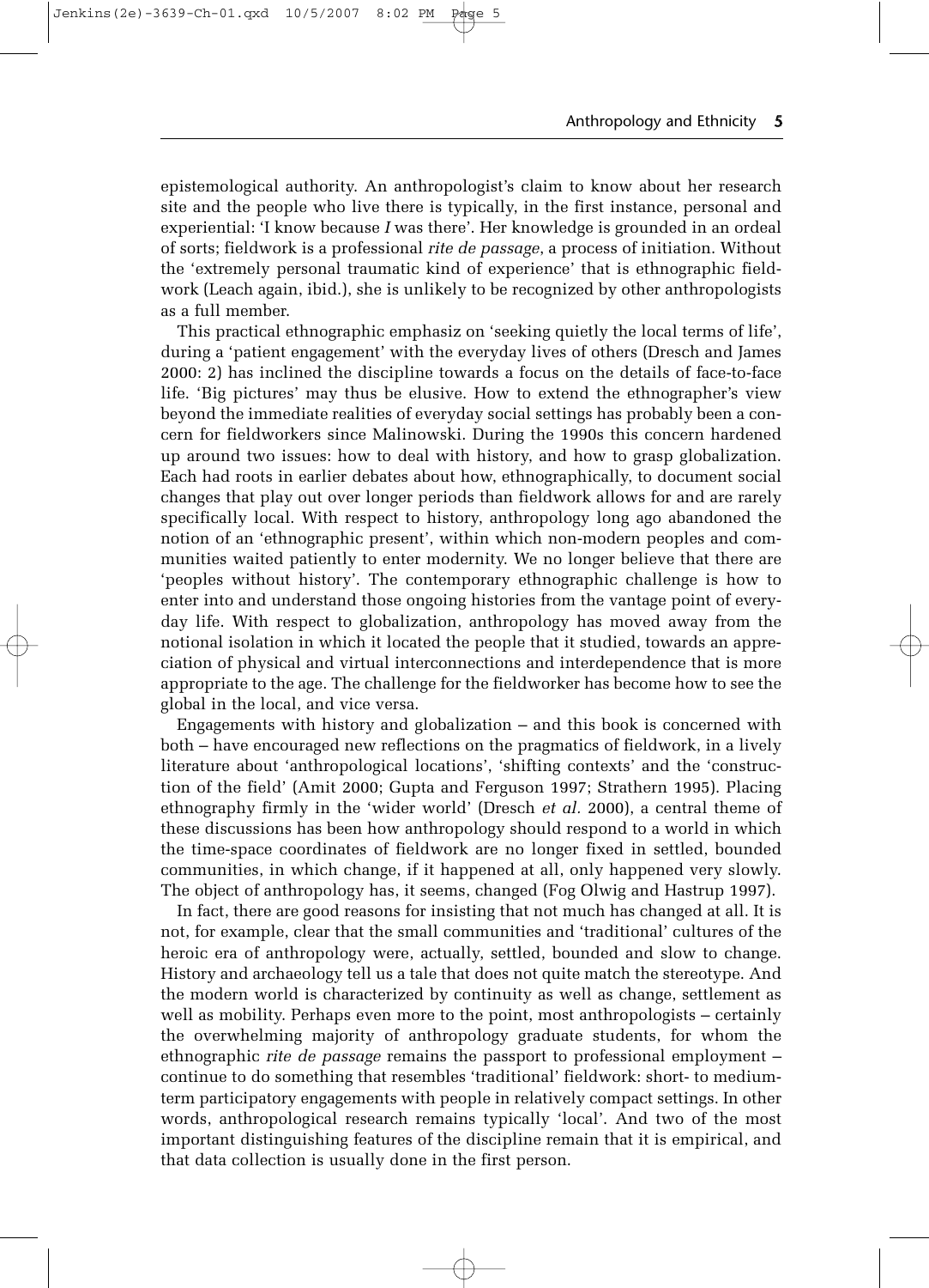epistemological authority. An anthropologist's claim to know about her research site and the people who live there is typically, in the first instance, personal and experiential: 'I know because *I* was there'. Her knowledge is grounded in an ordeal of sorts; fieldwork is a professional *rite de passage*, a process of initiation. Without the 'extremely personal traumatic kind of experience' that is ethnographic fieldwork (Leach again, ibid.), she is unlikely to be recognized by other anthropologists as a full member.

This practical ethnographic emphasiz on 'seeking quietly the local terms of life', during a 'patient engagement' with the everyday lives of others (Dresch and James 2000: 2) has inclined the discipline towards a focus on the details of face-to-face life. 'Big pictures' may thus be elusive. How to extend the ethnographer's view beyond the immediate realities of everyday social settings has probably been a concern for fieldworkers since Malinowski. During the 1990s this concern hardened up around two issues: how to deal with history, and how to grasp globalization. Each had roots in earlier debates about how, ethnographically, to document social changes that play out over longer periods than fieldwork allows for and are rarely specifically local. With respect to history, anthropology long ago abandoned the notion of an 'ethnographic present', within which non-modern peoples and communities waited patiently to enter modernity. We no longer believe that there are 'peoples without history'. The contemporary ethnographic challenge is how to enter into and understand those ongoing histories from the vantage point of everyday life. With respect to globalization, anthropology has moved away from the notional isolation in which it located the people that it studied, towards an appreciation of physical and virtual interconnections and interdependence that is more appropriate to the age. The challenge for the fieldworker has become how to see the global in the local, and vice versa.

Engagements with history and globalization – and this book is concerned with both – have encouraged new reflections on the pragmatics of fieldwork, in a lively literature about 'anthropological locations', 'shifting contexts' and the 'construction of the field' (Amit 2000; Gupta and Ferguson 1997; Strathern 1995). Placing ethnography firmly in the 'wider world' (Dresch *et al.* 2000), a central theme of these discussions has been how anthropology should respond to a world in which the time-space coordinates of fieldwork are no longer fixed in settled, bounded communities, in which change, if it happened at all, only happened very slowly. The object of anthropology has, it seems, changed (Fog Olwig and Hastrup 1997).

In fact, there are good reasons for insisting that not much has changed at all. It is not, for example, clear that the small communities and 'traditional' cultures of the heroic era of anthropology were, actually, settled, bounded and slow to change. History and archaeology tell us a tale that does not quite match the stereotype. And the modern world is characterized by continuity as well as change, settlement as well as mobility. Perhaps even more to the point, most anthropologists – certainly the overwhelming majority of anthropology graduate students, for whom the ethnographic *rite de passage* remains the passport to professional employment – continue to do something that resembles 'traditional' fieldwork: short- to medium-term participatory engagements with people in relatively compact settings. In other words, anthropological research remains typically 'local'. And two of the most important distinguishing features of the discipline remain that it is empirical, and that data collection is usually done in the first person.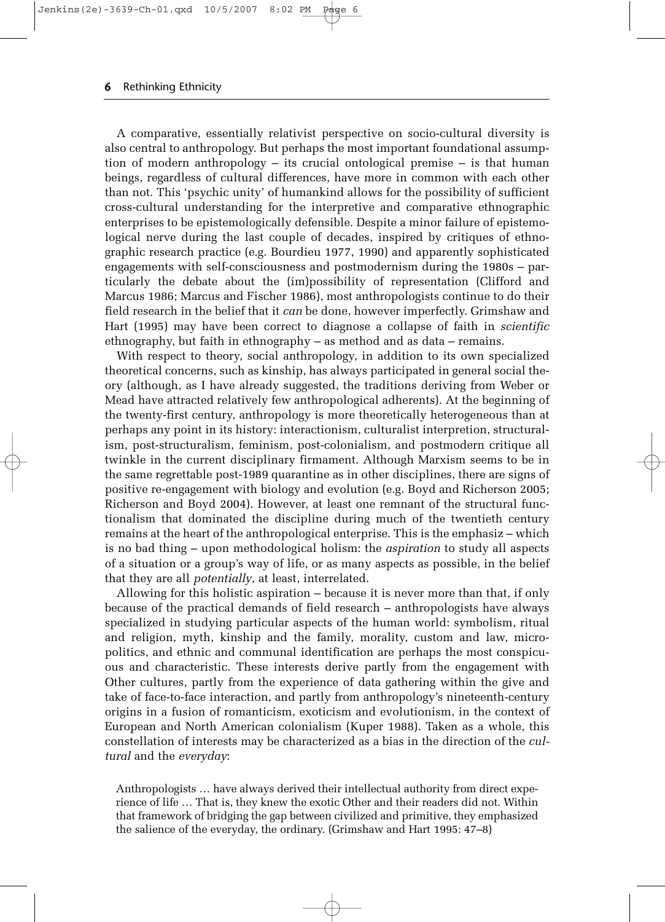A comparative, essentially relativist perspective on socio-cultural diversity is also central to anthropology. But perhaps the most important foundational assumption of modern anthropology – its crucial ontological premise – is that human beings, regardless of cultural differences, have more in common with each other than not. This 'psychic unity' of humankind allows for the possibility of sufficient cross-cultural understanding for the interpretive and comparative ethnographic enterprises to be epistemologically defensible. Despite a minor failure of epistemological nerve during the last couple of decades, inspired by critiques of ethnographic research practice (e.g. Bourdieu 1977, 1990) and apparently sophisticated engagements with self-consciousness and postmodernism during the 1980s – particularly the debate about the (im)possibility of representation (Clifford and Marcus 1986; Marcus and Fischer 1986), most anthropologists continue to do their field research in the belief that it *can* be done, however imperfectly. Grimshaw and Hart (1995) may have been correct to diagnose a collapse of faith in *scientific* ethnography, but faith in ethnography – as method and as data – remains.

With respect to theory, social anthropology, in addition to its own specialized theoretical concerns, such as kinship, has always participated in general social theory (although, as I have already suggested, the traditions deriving from Weber or Mead have attracted relatively few anthropological adherents). At the beginning of the twenty-first century, anthropology is more theoretically heterogeneous than at perhaps any point in its history: interactionism, culturalist interpretion, structuralism, post-structuralism, feminism, post-colonialism, and postmodern critique all twinkle in the current disciplinary firmament. Although Marxism seems to be in the same regrettable post-1989 quarantine as in other disciplines, there are signs of positive re-engagement with biology and evolution (e.g. Boyd and Richerson 2005; Richerson and Boyd 2004). However, at least one remnant of the structural functionalism that dominated the discipline during much of the twentieth century remains at the heart of the anthropological enterprise. This is the emphasiz – which is no bad thing – upon methodological holism: the *aspiration* to study all aspects of a situation or a group's way of life, or as many aspects as possible, in the belief that they are all *potentially*, at least, interrelated.

Allowing for this holistic aspiration – because it is never more than that, if only because of the practical demands of field research – anthropologists have always specialized in studying particular aspects of the human world: symbolism, ritual and religion, myth, kinship and the family, morality, custom and law, micropolitics, and ethnic and communal identification are perhaps the most conspicuous and characteristic. These interests derive partly from the engagement with Other cultures, partly from the experience of data gathering within the give and take of face-to-face interaction, and partly from anthropology's nineteenth-century origins in a fusion of romanticism, exoticism and evolutionism, in the context of European and North American colonialism (Kuper 1988). Taken as a whole, this constellation of interests may be characterized as a bias in the direction of the *cultural* and the *everyday*:

> Anthropologists … have always derived their intellectual authority from direct experience of life … That is, they knew the exotic Other and their readers did not. Within that framework of bridging the gap between civilized and primitive, they emphasized the salience of the everyday, the ordinary. (Grimshaw and Hart 1995: 47–8)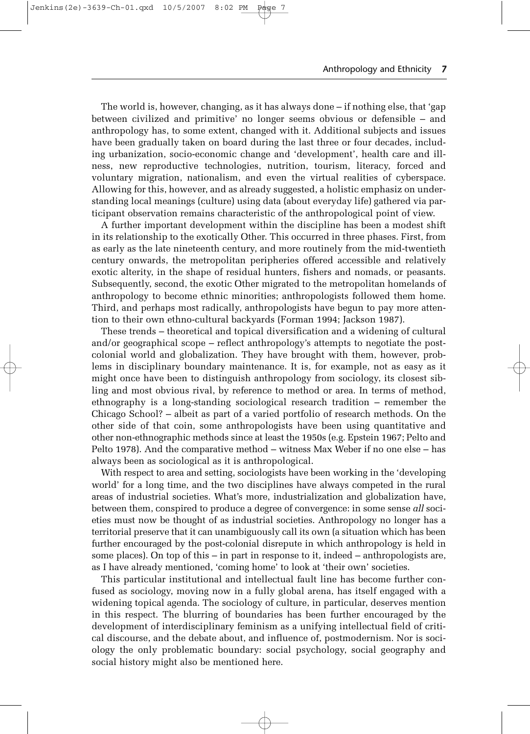The world is, however, changing, as it has always done – if nothing else, that 'gap between civilized and primitive' no longer seems obvious or defensible – and anthropology has, to some extent, changed with it. Additional subjects and issues have been gradually taken on board during the last three or four decades, including urbanization, socio-economic change and 'development', health care and illness, new reproductive technologies, nutrition, tourism, literacy, forced and voluntary migration, nationalism, and even the virtual realities of cyberspace. Allowing for this, however, and as already suggested, a holistic emphasiz on understanding local meanings (culture) using data (about everyday life) gathered via participant observation remains characteristic of the anthropological point of view.

A further important development within the discipline has been a modest shift in its relationship to the exotically Other. This occurred in three phases. First, from as early as the late nineteenth century, and more routinely from the mid-twentieth century onwards, the metropolitan peripheries offered accessible and relatively exotic alterity, in the shape of residual hunters, fishers and nomads, or peasants. Subsequently, second, the exotic Other migrated to the metropolitan homelands of anthropology to become ethnic minorities; anthropologists followed them home. Third, and perhaps most radically, anthropologists have begun to pay more attention to their own ethno-cultural backyards (Forman 1994; Jackson 1987).

These trends – theoretical and topical diversification and a widening of cultural and/or geographical scope – reflect anthropology's attempts to negotiate the post-colonial world and globalization. They have brought with them, however, problems in disciplinary boundary maintenance. It is, for example, not as easy as it might once have been to distinguish anthropology from sociology, its closest sibling and most obvious rival, by reference to method or area. In terms of method, ethnography is a long-standing sociological research tradition – remember the Chicago School? – albeit as part of a varied portfolio of research methods. On the other side of that coin, some anthropologists have been using quantitative and other non-ethnographic methods since at least the 1950s (e.g. Epstein 1967; Pelto and Pelto 1978). And the comparative method – witness Max Weber if no one else – has always been as sociological as it is anthropological.

With respect to area and setting, sociologists have been working in the 'developing world' for a long time, and the two disciplines have always competed in the rural areas of industrial societies. What's more, industrialization and globalization have, between them, conspired to produce a degree of convergence: in some sense *all* societies must now be thought of as industrial societies. Anthropology no longer has a territorial preserve that it can unambiguously call its own (a situation which has been further encouraged by the post-colonial disrepute in which anthropology is held in some places). On top of this – in part in response to it, indeed – anthropologists are, as I have already mentioned, 'coming home' to look at 'their own' societies.

This particular institutional and intellectual fault line has become further confused as sociology, moving now in a fully global arena, has itself engaged with a widening topical agenda. The sociology of culture, in particular, deserves mention in this respect. The blurring of boundaries has been further encouraged by the development of interdisciplinary feminism as a unifying intellectual field of critical discourse, and the debate about, and influence of, postmodernism. Nor is sociology the only problematic boundary: social psychology, social geography and social history might also be mentioned here.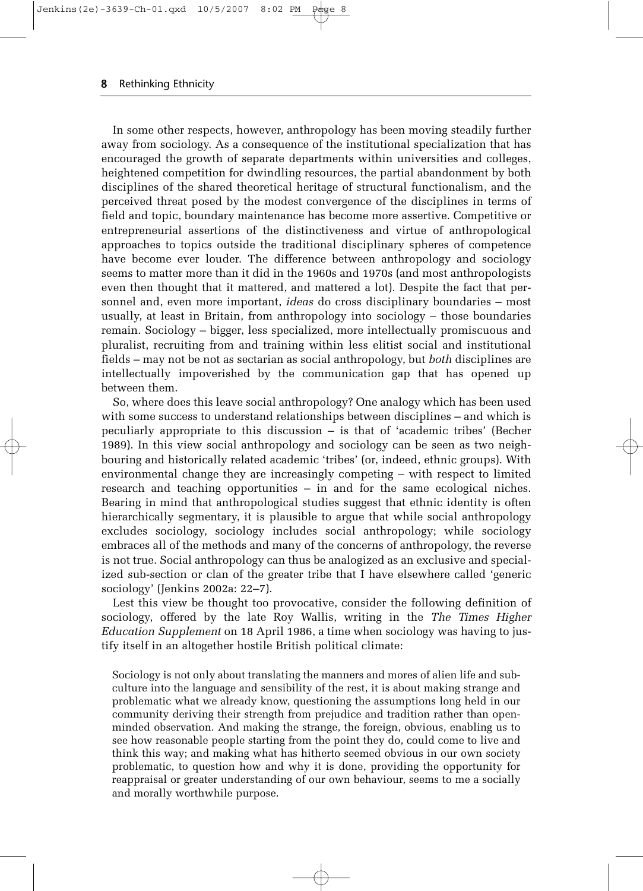In some other respects, however, anthropology has been moving steadily further away from sociology. As a consequence of the institutional specialization that has encouraged the growth of separate departments within universities and colleges, heightened competition for dwindling resources, the partial abandonment by both disciplines of the shared theoretical heritage of structural functionalism, and the perceived threat posed by the modest convergence of the disciplines in terms of field and topic, boundary maintenance has become more assertive. Competitive or entrepreneurial assertions of the distinctiveness and virtue of anthropological approaches to topics outside the traditional disciplinary spheres of competence have become ever louder. The difference between anthropology and sociology seems to matter more than it did in the 1960s and 1970s (and most anthropologists even then thought that it mattered, and mattered a lot). Despite the fact that personnel and, even more important, *ideas* do cross disciplinary boundaries – most usually, at least in Britain, from anthropology into sociology – those boundaries remain. Sociology – bigger, less specialized, more intellectually promiscuous and pluralist, recruiting from and training within less elitist social and institutional fields – may not be not as sectarian as social anthropology, but *both* disciplines are intellectually impoverished by the communication gap that has opened up between them.

So, where does this leave social anthropology? One analogy which has been used with some success to understand relationships between disciplines – and which is peculiarly appropriate to this discussion – is that of 'academic tribes' (Becher 1989). In this view social anthropology and sociology can be seen as two neighbouring and historically related academic 'tribes' (or, indeed, ethnic groups). With environmental change they are increasingly competing – with respect to limited research and teaching opportunities – in and for the same ecological niches. Bearing in mind that anthropological studies suggest that ethnic identity is often hierarchically segmentary, it is plausible to argue that while social anthropology excludes sociology, sociology includes social anthropology; while sociology embraces all of the methods and many of the concerns of anthropology, the reverse is not true. Social anthropology can thus be analogized as an exclusive and specialized sub-section or clan of the greater tribe that I have elsewhere called 'generic sociology' (Jenkins 2002a: 22–7).

Lest this view be thought too provocative, consider the following definition of sociology, offered by the late Roy Wallis, writing in the *The Times Higher Education Supplement* on 18 April 1986, a time when sociology was having to justify itself in an altogether hostile British political climate:

> Sociology is not only about translating the manners and mores of alien life and subculture into the language and sensibility of the rest, it is about making strange and problematic what we already know, questioning the assumptions long held in our community deriving their strength from prejudice and tradition rather than open-minded observation. And making the strange, the foreign, obvious, enabling us to see how reasonable people starting from the point they do, could come to live and think this way; and making what has hitherto seemed obvious in our own society problematic, to question how and why it is done, providing the opportunity for reappraisal or greater understanding of our own behaviour, seems to me a socially and morally worthwhile purpose.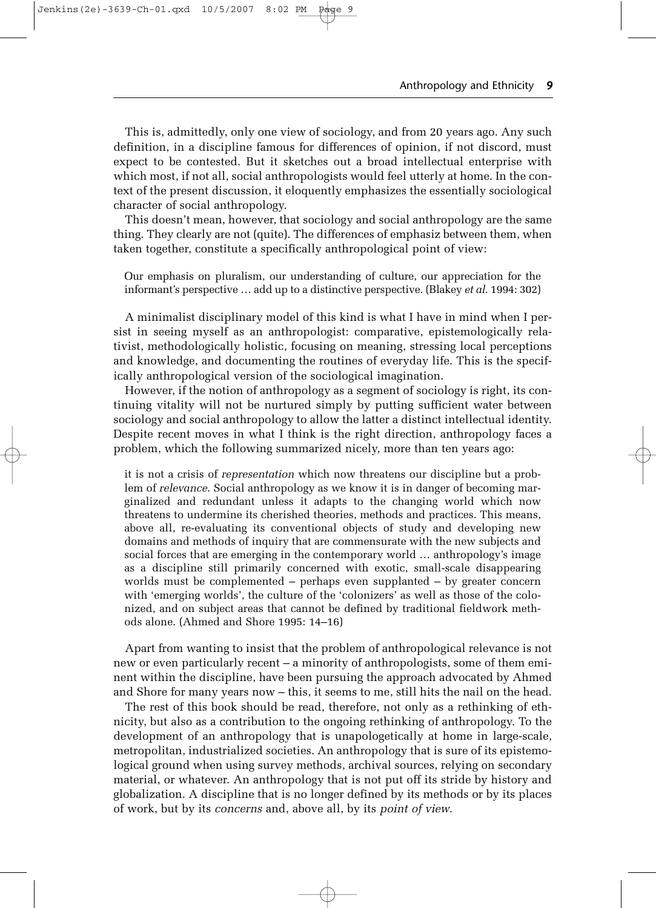This is, admittedly, only one view of sociology, and from 20 years ago. Any such definition, in a discipline famous for differences of opinion, if not discord, must expect to be contested. But it sketches out a broad intellectual enterprise with which most, if not all, social anthropologists would feel utterly at home. In the context of the present discussion, it eloquently emphasizes the essentially sociological character of social anthropology.

This doesn't mean, however, that sociology and social anthropology are the same thing. They clearly are not (quite). The differences of emphasiz between them, when taken together, constitute a specifically anthropological point of view:

> Our emphasis on pluralism, our understanding of culture, our appreciation for the informant's perspective … add up to a distinctive perspective. (Blakey *et al.* 1994: 302)

A minimalist disciplinary model of this kind is what I have in mind when I persist in seeing myself as an anthropologist: comparative, epistemologically relativist, methodologically holistic, focusing on meaning, stressing local perceptions and knowledge, and documenting the routines of everyday life. This is the specifically anthropological version of the sociological imagination.

However, if the notion of anthropology as a segment of sociology is right, its continuing vitality will not be nurtured simply by putting sufficient water between sociology and social anthropology to allow the latter a distinct intellectual identity. Despite recent moves in what I think is the right direction, anthropology faces a problem, which the following summarized nicely, more than ten years ago:

> it is not a crisis of *representation* which now threatens our discipline but a problem of *relevance*. Social anthropology as we know it is in danger of becoming marginalized and redundant unless it adapts to the changing world which now threatens to undermine its cherished theories, methods and practices. This means, above all, re-evaluating its conventional objects of study and developing new domains and methods of inquiry that are commensurate with the new subjects and social forces that are emerging in the contemporary world … anthropology's image as a discipline still primarily concerned with exotic, small-scale disappearing worlds must be complemented – perhaps even supplanted – by greater concern with 'emerging worlds', the culture of the 'colonizers' as well as those of the colonized, and on subject areas that cannot be defined by traditional fieldwork methods alone. (Ahmed and Shore 1995: 14–16)

Apart from wanting to insist that the problem of anthropological relevance is not new or even particularly recent – a minority of anthropologists, some of them eminent within the discipline, have been pursuing the approach advocated by Ahmed and Shore for many years now – this, it seems to me, still hits the nail on the head.

The rest of this book should be read, therefore, not only as a rethinking of ethnicity, but also as a contribution to the ongoing rethinking of anthropology. To the development of an anthropology that is unapologetically at home in large-scale, metropolitan, industrialized societies. An anthropology that is sure of its epistemological ground when using survey methods, archival sources, relying on secondary material, or whatever. An anthropology that is not put off its stride by history and globalization. A discipline that is no longer defined by its methods or by its places of work, but by its *concerns* and, above all, by its *point of view*.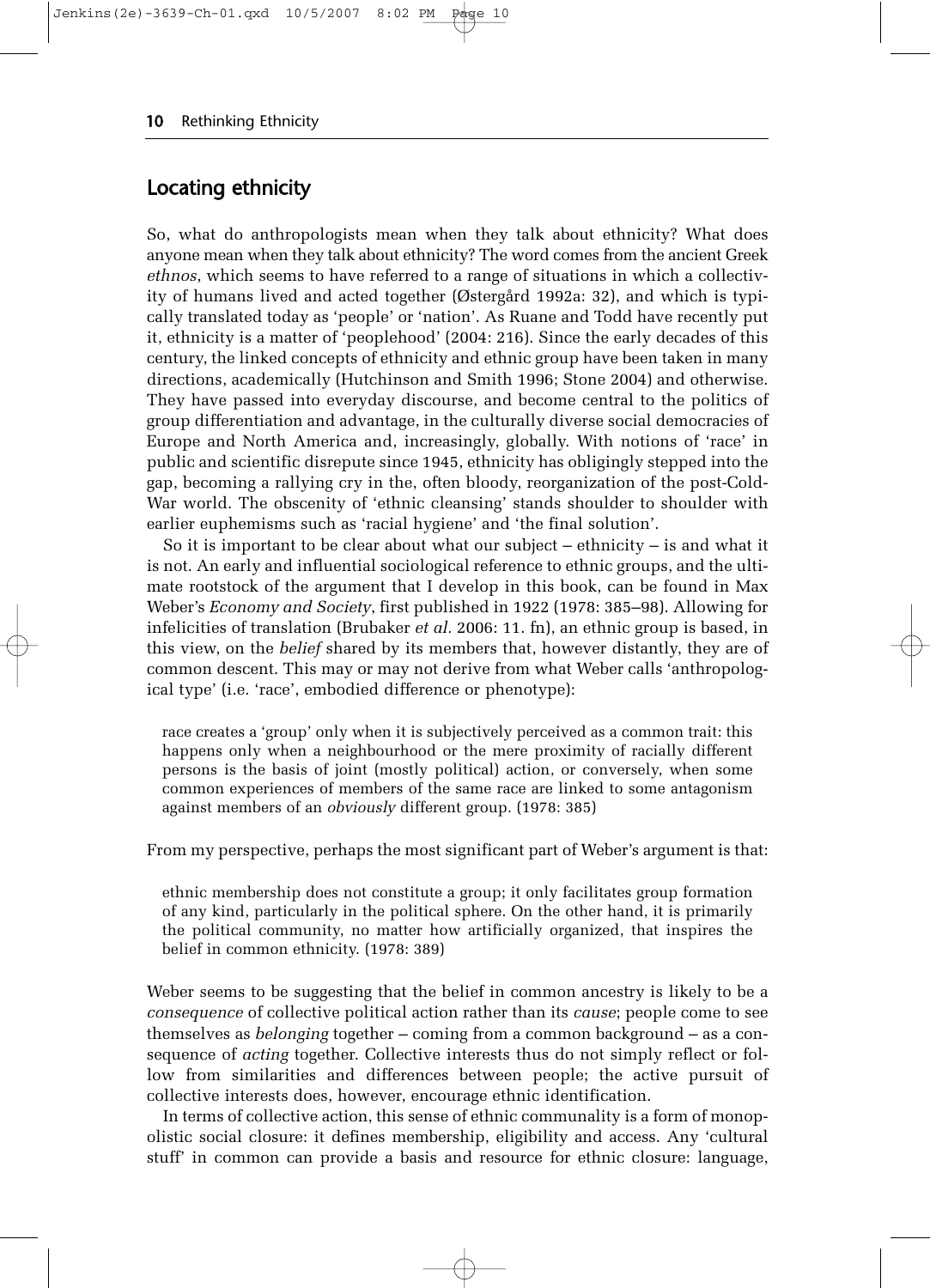## Locating ethnicity

So, what do anthropologists mean when they talk about ethnicity? What does anyone mean when they talk about ethnicity? The word comes from the ancient Greek *ethnos*, which seems to have referred to a range of situations in which a collectivity of humans lived and acted together (Østergård 1992a: 32), and which is typically translated today as 'people' or 'nation'. As Ruane and Todd have recently put it, ethnicity is a matter of 'peoplehood' (2004: 216). Since the early decades of this century, the linked concepts of ethnicity and ethnic group have been taken in many directions, academically (Hutchinson and Smith 1996; Stone 2004) and otherwise. They have passed into everyday discourse, and become central to the politics of group differentiation and advantage, in the culturally diverse social democracies of Europe and North America and, increasingly, globally. With notions of 'race' in public and scientific disrepute since 1945, ethnicity has obligingly stepped into the gap, becoming a rallying cry in the, often bloody, reorganization of the post-Cold-War world. The obscenity of 'ethnic cleansing' stands shoulder to shoulder with earlier euphemisms such as 'racial hygiene' and 'the final solution'.

So it is important to be clear about what our subject – ethnicity – is and what it is not. An early and influential sociological reference to ethnic groups, and the ultimate rootstock of the argument that I develop in this book, can be found in Max Weber's *Economy and Society*, first published in 1922 (1978: 385–98). Allowing for infelicities of translation (Brubaker *et al.* 2006: 11. fn), an ethnic group is based, in this view, on the *belief* shared by its members that, however distantly, they are of common descent. This may or may not derive from what Weber calls 'anthropological type' (i.e. 'race', embodied difference or phenotype):

> race creates a 'group' only when it is subjectively perceived as a common trait: this happens only when a neighbourhood or the mere proximity of racially different persons is the basis of joint (mostly political) action, or conversely, when some common experiences of members of the same race are linked to some antagonism against members of an *obviously* different group. (1978: 385)

From my perspective, perhaps the most significant part of Weber's argument is that:

> ethnic membership does not constitute a group; it only facilitates group formation of any kind, particularly in the political sphere. On the other hand, it is primarily the political community, no matter how artificially organized, that inspires the belief in common ethnicity. (1978: 389)

Weber seems to be suggesting that the belief in common ancestry is likely to be a *consequence* of collective political action rather than its *cause*; people come to see themselves as *belonging* together – coming from a common background – as a consequence of *acting* together. Collective interests thus do not simply reflect or follow from similarities and differences between people; the active pursuit of collective interests does, however, encourage ethnic identification.

In terms of collective action, this sense of ethnic communality is a form of monopolistic social closure: it defines membership, eligibility and access. Any 'cultural stuff' in common can provide a basis and resource for ethnic closure: language,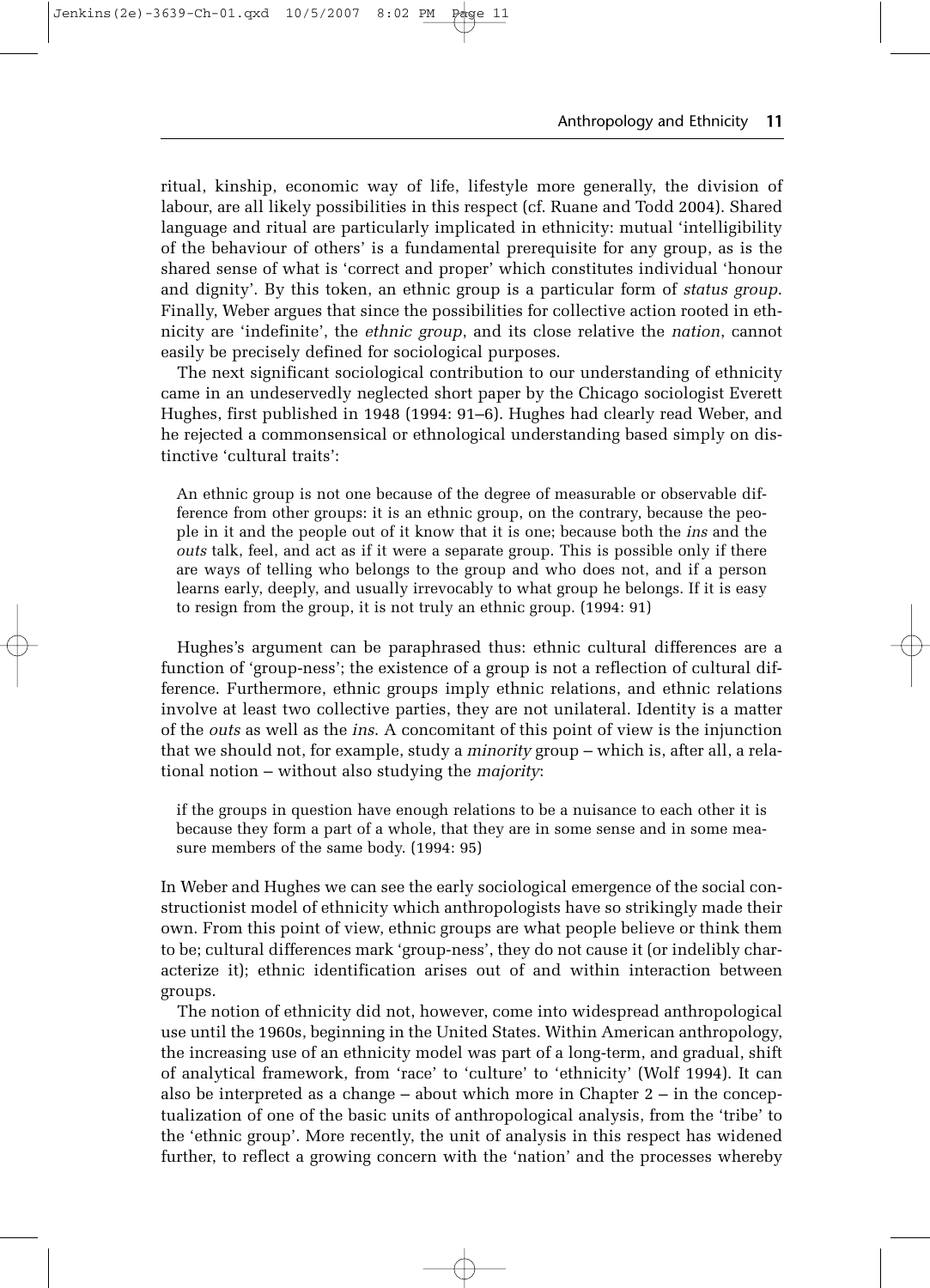ritual, kinship, economic way of life, lifestyle more generally, the division of labour, are all likely possibilities in this respect (cf. Ruane and Todd 2004). Shared language and ritual are particularly implicated in ethnicity: mutual 'intelligibility of the behaviour of others' is a fundamental prerequisite for any group, as is the shared sense of what is 'correct and proper' which constitutes individual 'honour and dignity'. By this token, an ethnic group is a particular form of *status group*. Finally, Weber argues that since the possibilities for collective action rooted in ethnicity are 'indefinite', the *ethnic group*, and its close relative the *nation*, cannot easily be precisely defined for sociological purposes.

The next significant sociological contribution to our understanding of ethnicity came in an undeservedly neglected short paper by the Chicago sociologist Everett Hughes, first published in 1948 (1994: 91–6). Hughes had clearly read Weber, and he rejected a commonsensical or ethnological understanding based simply on distinctive 'cultural traits':

> An ethnic group is not one because of the degree of measurable or observable difference from other groups: it is an ethnic group, on the contrary, because the people in it and the people out of it know that it is one; because both the *ins* and the *outs* talk, feel, and act as if it were a separate group. This is possible only if there are ways of telling who belongs to the group and who does not, and if a person learns early, deeply, and usually irrevocably to what group he belongs. If it is easy to resign from the group, it is not truly an ethnic group. (1994: 91)

Hughes's argument can be paraphrased thus: ethnic cultural differences are a function of 'group-ness'; the existence of a group is not a reflection of cultural difference. Furthermore, ethnic groups imply ethnic relations, and ethnic relations involve at least two collective parties, they are not unilateral. Identity is a matter of the *outs* as well as the *ins*. A concomitant of this point of view is the injunction that we should not, for example, study a *minority* group – which is, after all, a relational notion – without also studying the *majority*:

> if the groups in question have enough relations to be a nuisance to each other it is because they form a part of a whole, that they are in some sense and in some measure members of the same body. (1994: 95)

In Weber and Hughes we can see the early sociological emergence of the social constructionist model of ethnicity which anthropologists have so strikingly made their own. From this point of view, ethnic groups are what people believe or think them to be; cultural differences mark 'group-ness', they do not cause it (or indelibly characterize it); ethnic identification arises out of and within interaction between groups.

The notion of ethnicity did not, however, come into widespread anthropological use until the 1960s, beginning in the United States. Within American anthropology, the increasing use of an ethnicity model was part of a long-term, and gradual, shift of analytical framework, from 'race' to 'culture' to 'ethnicity' (Wolf 1994). It can also be interpreted as a change – about which more in Chapter 2 – in the conceptualization of one of the basic units of anthropological analysis, from the 'tribe' to the 'ethnic group'. More recently, the unit of analysis in this respect has widened further, to reflect a growing concern with the 'nation' and the processes whereby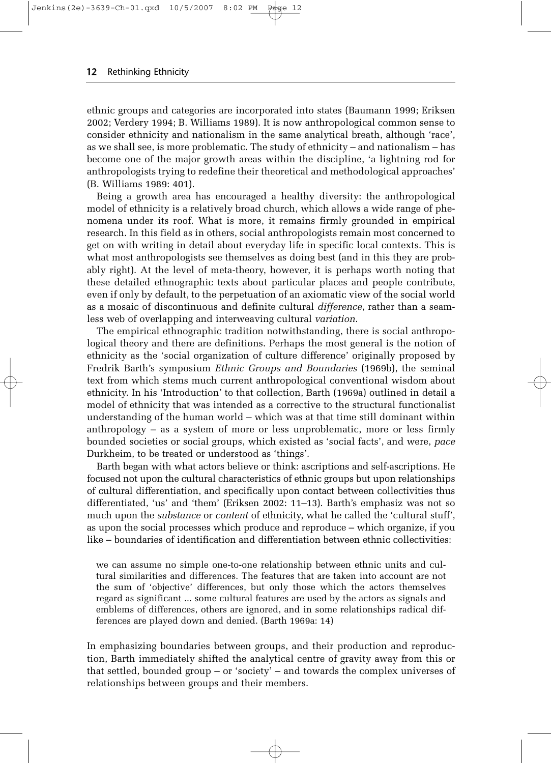ethnic groups and categories are incorporated into states (Baumann 1999; Eriksen 2002; Verdery 1994; B. Williams 1989). It is now anthropological common sense to consider ethnicity and nationalism in the same analytical breath, although 'race', as we shall see, is more problematic. The study of ethnicity – and nationalism – has become one of the major growth areas within the discipline, 'a lightning rod for anthropologists trying to redefine their theoretical and methodological approaches' (B. Williams 1989: 401).

Being a growth area has encouraged a healthy diversity: the anthropological model of ethnicity is a relatively broad church, which allows a wide range of phenomena under its roof. What is more, it remains firmly grounded in empirical research. In this field as in others, social anthropologists remain most concerned to get on with writing in detail about everyday life in specific local contexts. This is what most anthropologists see themselves as doing best (and in this they are probably right). At the level of meta-theory, however, it is perhaps worth noting that these detailed ethnographic texts about particular places and people contribute, even if only by default, to the perpetuation of an axiomatic view of the social world as a mosaic of discontinuous and definite cultural *difference*, rather than a seamless web of overlapping and interweaving cultural *variation*.

The empirical ethnographic tradition notwithstanding, there is social anthropological theory and there are definitions. Perhaps the most general is the notion of ethnicity as the 'social organization of culture difference' originally proposed by Fredrik Barth's symposium *Ethnic Groups and Boundaries* (1969b), the seminal text from which stems much current anthropological conventional wisdom about ethnicity. In his 'Introduction' to that collection, Barth (1969a) outlined in detail a model of ethnicity that was intended as a corrective to the structural functionalist understanding of the human world – which was at that time still dominant within anthropology – as a system of more or less unproblematic, more or less firmly bounded societies or social groups, which existed as 'social facts', and were, *pace* Durkheim, to be treated or understood as 'things'.

Barth began with what actors believe or think: ascriptions and self-ascriptions. He focused not upon the cultural characteristics of ethnic groups but upon relationships of cultural differentiation, and specifically upon contact between collectivities thus differentiated, 'us' and 'them' (Eriksen 2002: 11–13). Barth's emphasiz was not so much upon the *substance* or *content* of ethnicity, what he called the 'cultural stuff', as upon the social processes which produce and reproduce – which organize, if you like – boundaries of identification and differentiation between ethnic collectivities:

> we can assume no simple one-to-one relationship between ethnic units and cultural similarities and differences. The features that are taken into account are not the sum of 'objective' differences, but only those which the actors themselves regard as significant ... some cultural features are used by the actors as signals and emblems of differences, others are ignored, and in some relationships radical differences are played down and denied. (Barth 1969a: 14)

In emphasizing boundaries between groups, and their production and reproduction, Barth immediately shifted the analytical centre of gravity away from this or that settled, bounded group – or 'society' – and towards the complex universes of relationships between groups and their members.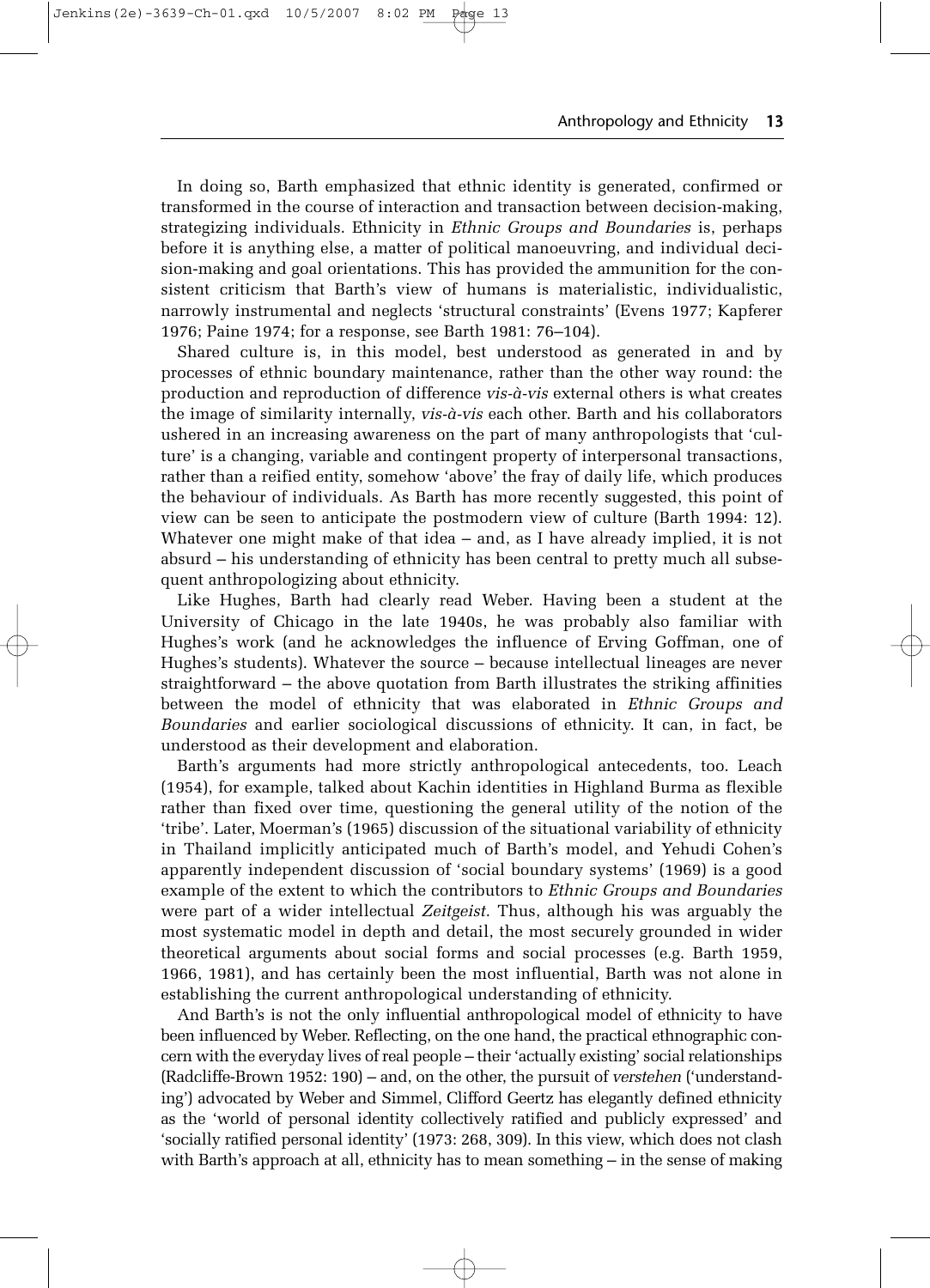In doing so, Barth emphasized that ethnic identity is generated, confirmed or transformed in the course of interaction and transaction between decision-making, strategizing individuals. Ethnicity in *Ethnic Groups and Boundaries* is, perhaps before it is anything else, a matter of political manoeuvring, and individual decision-making and goal orientations. This has provided the ammunition for the consistent criticism that Barth's view of humans is materialistic, individualistic, narrowly instrumental and neglects 'structural constraints' (Evens 1977; Kapferer 1976; Paine 1974; for a response, see Barth 1981: 76–104).

Shared culture is, in this model, best understood as generated in and by processes of ethnic boundary maintenance, rather than the other way round: the production and reproduction of difference *vis-à-vis* external others is what creates the image of similarity internally, *vis-à-vis* each other. Barth and his collaborators ushered in an increasing awareness on the part of many anthropologists that 'culture' is a changing, variable and contingent property of interpersonal transactions, rather than a reified entity, somehow 'above' the fray of daily life, which produces the behaviour of individuals. As Barth has more recently suggested, this point of view can be seen to anticipate the postmodern view of culture (Barth 1994: 12). Whatever one might make of that idea – and, as I have already implied, it is not absurd – his understanding of ethnicity has been central to pretty much all subsequent anthropologizing about ethnicity.

Like Hughes, Barth had clearly read Weber. Having been a student at the University of Chicago in the late 1940s, he was probably also familiar with Hughes's work (and he acknowledges the influence of Erving Goffman, one of Hughes's students). Whatever the source – because intellectual lineages are never straightforward – the above quotation from Barth illustrates the striking affinities between the model of ethnicity that was elaborated in *Ethnic Groups and Boundaries* and earlier sociological discussions of ethnicity. It can, in fact, be understood as their development and elaboration.

Barth's arguments had more strictly anthropological antecedents, too. Leach (1954), for example, talked about Kachin identities in Highland Burma as flexible rather than fixed over time, questioning the general utility of the notion of the 'tribe'. Later, Moerman's (1965) discussion of the situational variability of ethnicity in Thailand implicitly anticipated much of Barth's model, and Yehudi Cohen's apparently independent discussion of 'social boundary systems' (1969) is a good example of the extent to which the contributors to *Ethnic Groups and Boundaries* were part of a wider intellectual *Zeitgeist*. Thus, although his was arguably the most systematic model in depth and detail, the most securely grounded in wider theoretical arguments about social forms and social processes (e.g. Barth 1959, 1966, 1981), and has certainly been the most influential, Barth was not alone in establishing the current anthropological understanding of ethnicity.

And Barth's is not the only influential anthropological model of ethnicity to have been influenced by Weber. Reflecting, on the one hand, the practical ethnographic concern with the everyday lives of real people – their 'actually existing' social relationships (Radcliffe-Brown 1952: 190) – and, on the other, the pursuit of *verstehen* ('understanding') advocated by Weber and Simmel, Clifford Geertz has elegantly defined ethnicity as the 'world of personal identity collectively ratified and publicly expressed' and 'socially ratified personal identity' (1973: 268, 309). In this view, which does not clash with Barth's approach at all, ethnicity has to mean something – in the sense of making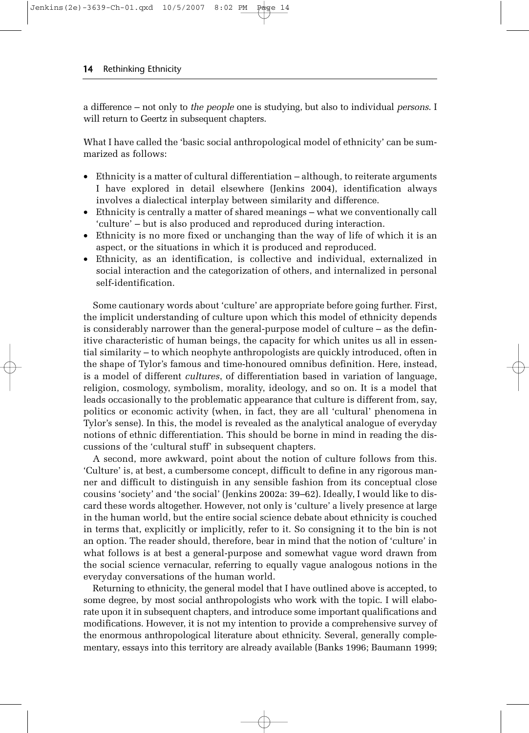a difference – not only to *the people* one is studying, but also to individual *persons*. I will return to Geertz in subsequent chapters.

What I have called the 'basic social anthropological model of ethnicity' can be summarized as follows:

- Ethnicity is a matter of cultural differentiation – although, to reiterate arguments I have explored in detail elsewhere (Jenkins 2004), identification always involves a dialectical interplay between similarity and difference.
- Ethnicity is centrally a matter of shared meanings – what we conventionally call 'culture' – but is also produced and reproduced during interaction.
- Ethnicity is no more fixed or unchanging than the way of life of which it is an aspect, or the situations in which it is produced and reproduced.
- Ethnicity, as an identification, is collective and individual, externalized in social interaction and the categorization of others, and internalized in personal self-identification.

Some cautionary words about 'culture' are appropriate before going further. First, the implicit understanding of culture upon which this model of ethnicity depends is considerably narrower than the general-purpose model of culture – as the definitive characteristic of human beings, the capacity for which unites us all in essential similarity – to which neophyte anthropologists are quickly introduced, often in the shape of Tylor's famous and time-honoured omnibus definition. Here, instead, is a model of different *cultures*, of differentiation based in variation of language, religion, cosmology, symbolism, morality, ideology, and so on. It is a model that leads occasionally to the problematic appearance that culture is different from, say, politics or economic activity (when, in fact, they are all 'cultural' phenomena in Tylor's sense). In this, the model is revealed as the analytical analogue of everyday notions of ethnic differentiation. This should be borne in mind in reading the discussions of the 'cultural stuff' in subsequent chapters.

A second, more awkward, point about the notion of culture follows from this. 'Culture' is, at best, a cumbersome concept, difficult to define in any rigorous manner and difficult to distinguish in any sensible fashion from its conceptual close cousins 'society' and 'the social' (Jenkins 2002a: 39–62). Ideally, I would like to discard these words altogether. However, not only is 'culture' a lively presence at large in the human world, but the entire social science debate about ethnicity is couched in terms that, explicitly or implicitly, refer to it. So consigning it to the bin is not an option. The reader should, therefore, bear in mind that the notion of 'culture' in what follows is at best a general-purpose and somewhat vague word drawn from the social science vernacular, referring to equally vague analogous notions in the everyday conversations of the human world.

Returning to ethnicity, the general model that I have outlined above is accepted, to some degree, by most social anthropologists who work with the topic. I will elaborate upon it in subsequent chapters, and introduce some important qualifications and modifications. However, it is not my intention to provide a comprehensive survey of the enormous anthropological literature about ethnicity. Several, generally complementary, essays into this territory are already available (Banks 1996; Baumann 1999;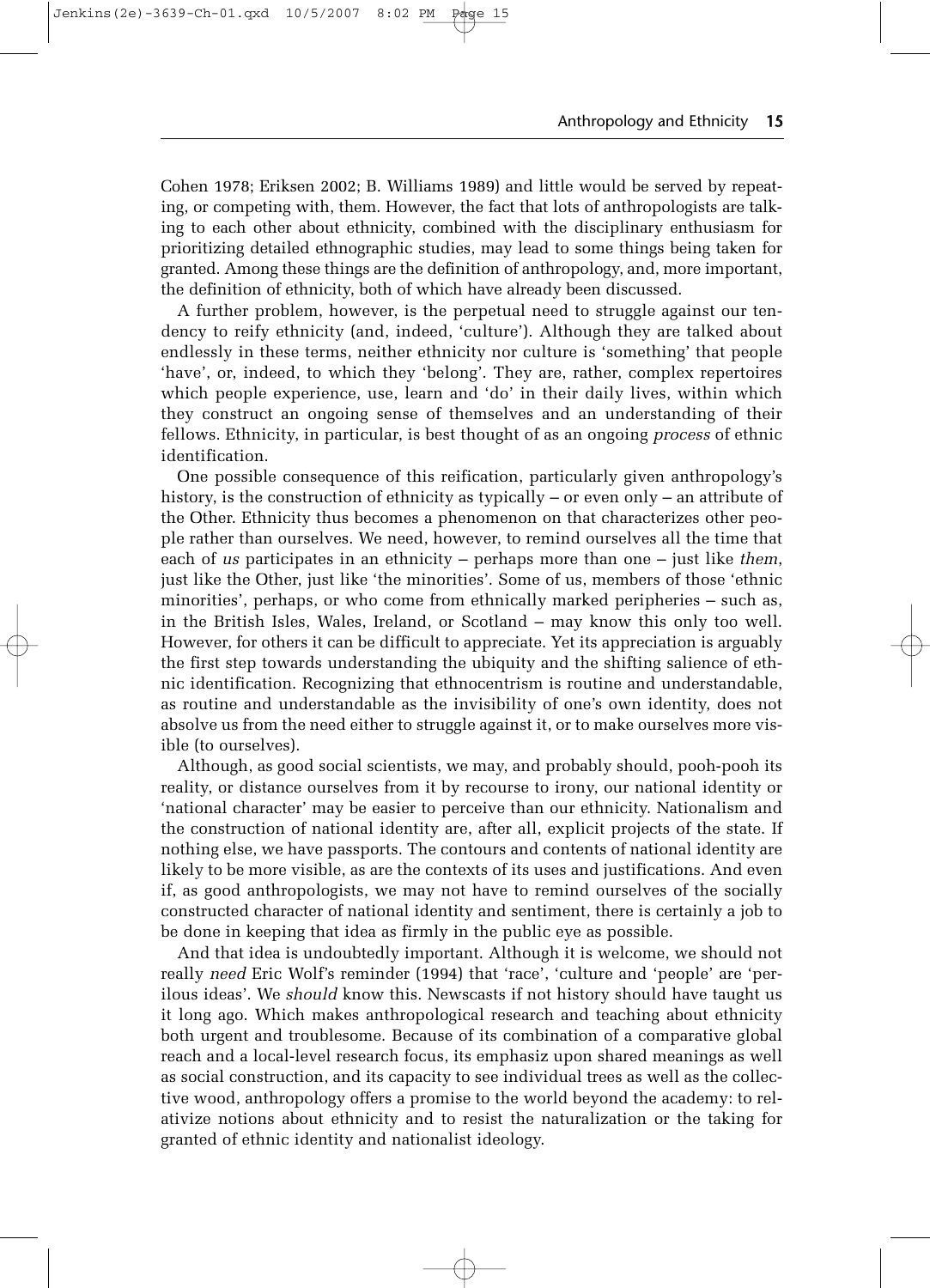Cohen 1978; Eriksen 2002; B. Williams 1989) and little would be served by repeating, or competing with, them. However, the fact that lots of anthropologists are talking to each other about ethnicity, combined with the disciplinary enthusiasm for prioritizing detailed ethnographic studies, may lead to some things being taken for granted. Among these things are the definition of anthropology, and, more important, the definition of ethnicity, both of which have already been discussed.

A further problem, however, is the perpetual need to struggle against our tendency to reify ethnicity (and, indeed, 'culture'). Although they are talked about endlessly in these terms, neither ethnicity nor culture is 'something' that people 'have', or, indeed, to which they 'belong'. They are, rather, complex repertoires which people experience, use, learn and 'do' in their daily lives, within which they construct an ongoing sense of themselves and an understanding of their fellows. Ethnicity, in particular, is best thought of as an ongoing *process* of ethnic identification.

One possible consequence of this reification, particularly given anthropology's history, is the construction of ethnicity as typically – or even only – an attribute of the Other. Ethnicity thus becomes a phenomenon on that characterizes other people rather than ourselves. We need, however, to remind ourselves all the time that each of *us* participates in an ethnicity – perhaps more than one – just like *them*, just like the Other, just like 'the minorities'. Some of us, members of those 'ethnic minorities', perhaps, or who come from ethnically marked peripheries – such as, in the British Isles, Wales, Ireland, or Scotland – may know this only too well. However, for others it can be difficult to appreciate. Yet its appreciation is arguably the first step towards understanding the ubiquity and the shifting salience of ethnic identification. Recognizing that ethnocentrism is routine and understandable, as routine and understandable as the invisibility of one's own identity, does not absolve us from the need either to struggle against it, or to make ourselves more visible (to ourselves).

Although, as good social scientists, we may, and probably should, pooh-pooh its reality, or distance ourselves from it by recourse to irony, our national identity or 'national character' may be easier to perceive than our ethnicity. Nationalism and the construction of national identity are, after all, explicit projects of the state. If nothing else, we have passports. The contours and contents of national identity are likely to be more visible, as are the contexts of its uses and justifications. And even if, as good anthropologists, we may not have to remind ourselves of the socially constructed character of national identity and sentiment, there is certainly a job to be done in keeping that idea as firmly in the public eye as possible.

And that idea is undoubtedly important. Although it is welcome, we should not really *need* Eric Wolf's reminder (1994) that 'race', 'culture and 'people' are 'perilous ideas'. We *should* know this. Newscasts if not history should have taught us it long ago. Which makes anthropological research and teaching about ethnicity both urgent and troublesome. Because of its combination of a comparative global reach and a local-level research focus, its emphasiz upon shared meanings as well as social construction, and its capacity to see individual trees as well as the collective wood, anthropology offers a promise to the world beyond the academy: to relativize notions about ethnicity and to resist the naturalization or the taking for granted of ethnic identity and nationalist ideology.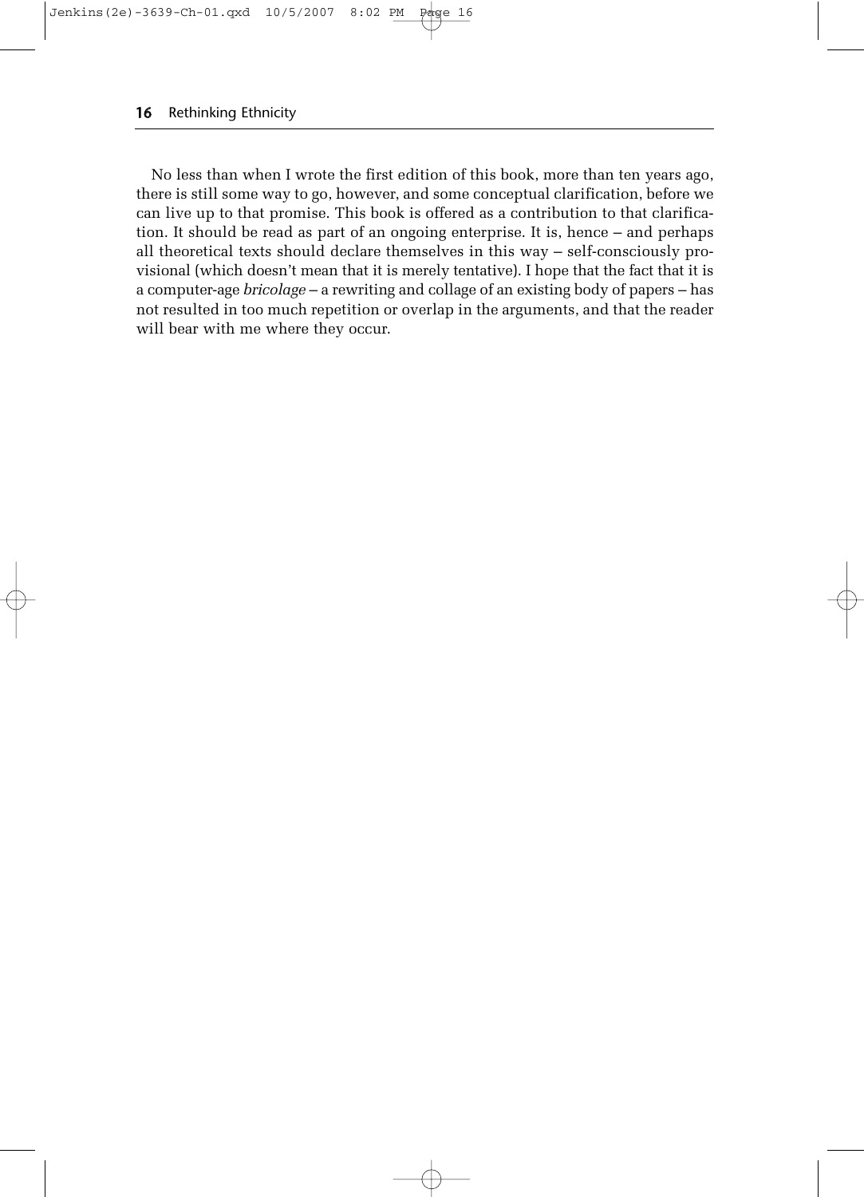No less than when I wrote the first edition of this book, more than ten years ago, there is still some way to go, however, and some conceptual clarification, before we can live up to that promise. This book is offered as a contribution to that clarification. It should be read as part of an ongoing enterprise. It is, hence – and perhaps all theoretical texts should declare themselves in this way – self-consciously provisional (which doesn't mean that it is merely tentative). I hope that the fact that it is a computer-age *bricolage* – a rewriting and collage of an existing body of papers – has not resulted in too much repetition or overlap in the arguments, and that the reader will bear with me where they occur.